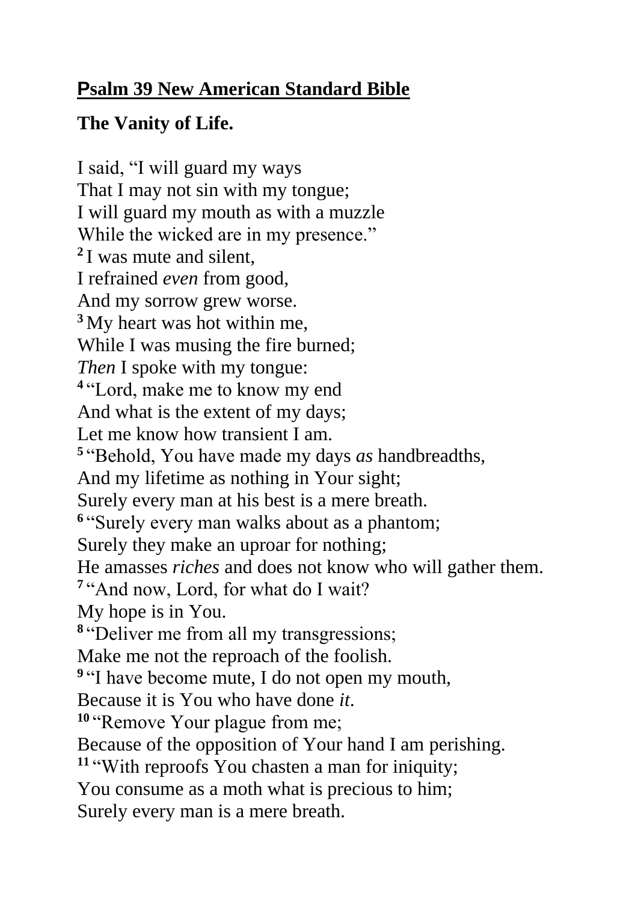## Psalm 39 New American Standard Bible

**The Vanity of Life.**

I said, "I will guard my ways
That I may not sin with my tongue;
I will guard my mouth as with a muzzle
While the wicked are in my presence."
**2** I was mute and silent,
I refrained *even* from good,
And my sorrow grew worse.
**3** My heart was hot within me,
While I was musing the fire burned;
*Then* I spoke with my tongue:
**4** "Lord, make me to know my end
And what is the extent of my days;
Let me know how transient I am.
**5** "Behold, You have made my days *as* handbreadths,
And my lifetime as nothing in Your sight;
Surely every man at his best is a mere breath.
**6** "Surely every man walks about as a phantom;
Surely they make an uproar for nothing;
He amasses *riches* and does not know who will gather them.
**7** "And now, Lord, for what do I wait?
My hope is in You.
**8** "Deliver me from all my transgressions;
Make me not the reproach of the foolish.
**9** "I have become mute, I do not open my mouth,
Because it is You who have done *it*.
**10** "Remove Your plague from me;
Because of the opposition of Your hand I am perishing.
**11** "With reproofs You chasten a man for iniquity;
You consume as a moth what is precious to him;
Surely every man is a mere breath.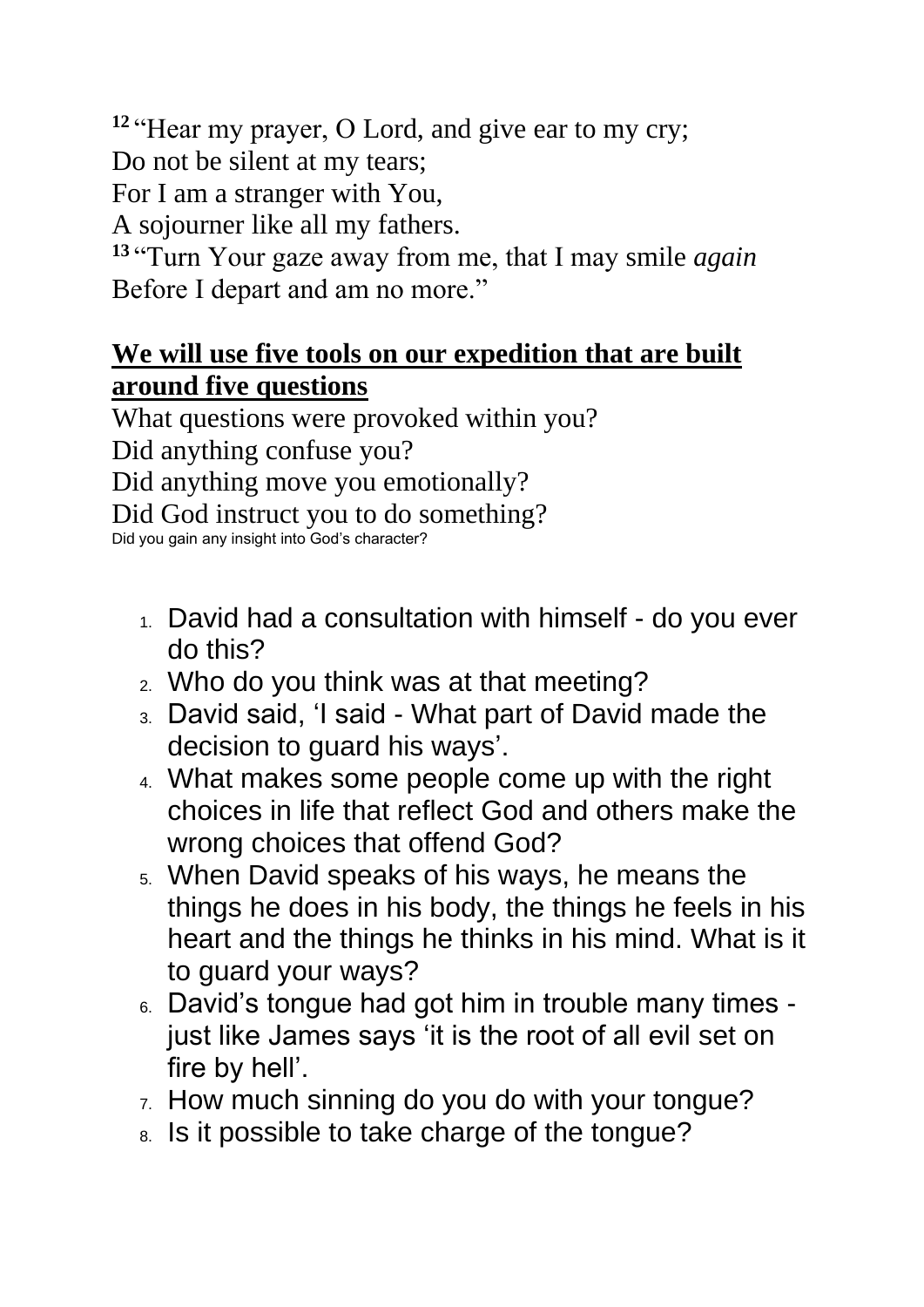[12] “Hear my prayer, O Lord, and give ear to my cry;
Do not be silent at my tears;
For I am a stranger with You,
A sojourner like all my fathers.
[13] “Turn Your gaze away from me, that I may smile *again*
Before I depart and am no more.”

**We will use five tools on our expedition that are built around five questions**

What questions were provoked within you?
Did anything confuse you?
Did anything move you emotionally?
Did God instruct you to do something?
Did you gain any insight into God’s character?

1. David had a consultation with himself - do you ever do this?
2. Who do you think was at that meeting?
3. David said, ‘I said - What part of David made the decision to guard his ways’.
4. What makes some people come up with the right choices in life that reflect God and others make the wrong choices that offend God?
5. When David speaks of his ways, he means the things he does in his body, the things he feels in his heart and the things he thinks in his mind. What is it to guard your ways?
6. David’s tongue had got him in trouble many times - just like James says ‘it is the root of all evil set on fire by hell’.
7. How much sinning do you do with your tongue?
8. Is it possible to take charge of the tongue?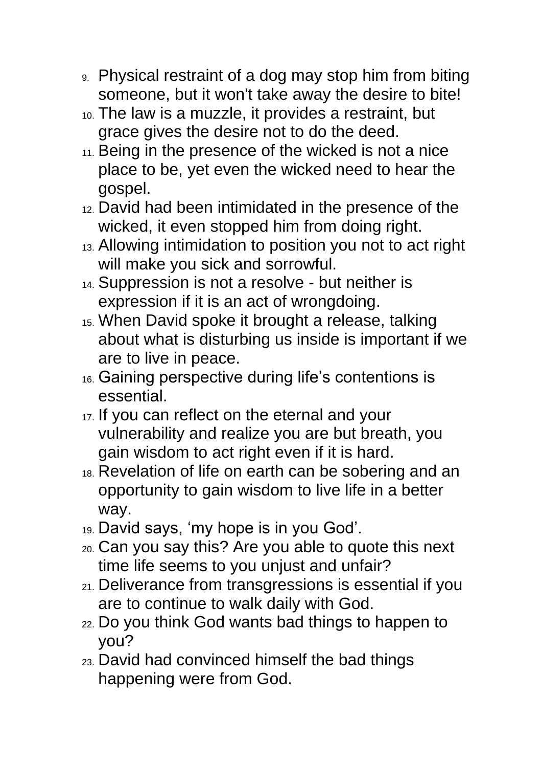9. Physical restraint of a dog may stop him from biting someone, but it won't take away the desire to bite!
10. The law is a muzzle, it provides a restraint, but grace gives the desire not to do the deed.
11. Being in the presence of the wicked is not a nice place to be, yet even the wicked need to hear the gospel.
12. David had been intimidated in the presence of the wicked, it even stopped him from doing right.
13. Allowing intimidation to position you not to act right will make you sick and sorrowful.
14. Suppression is not a resolve - but neither is expression if it is an act of wrongdoing.
15. When David spoke it brought a release, talking about what is disturbing us inside is important if we are to live in peace.
16. Gaining perspective during life's contentions is essential.
17. If you can reflect on the eternal and your vulnerability and realize you are but breath, you gain wisdom to act right even if it is hard.
18. Revelation of life on earth can be sobering and an opportunity to gain wisdom to live life in a better way.
19. David says, 'my hope is in you God'.
20. Can you say this? Are you able to quote this next time life seems to you unjust and unfair?
21. Deliverance from transgressions is essential if you are to continue to walk daily with God.
22. Do you think God wants bad things to happen to you?
23. David had convinced himself the bad things happening were from God.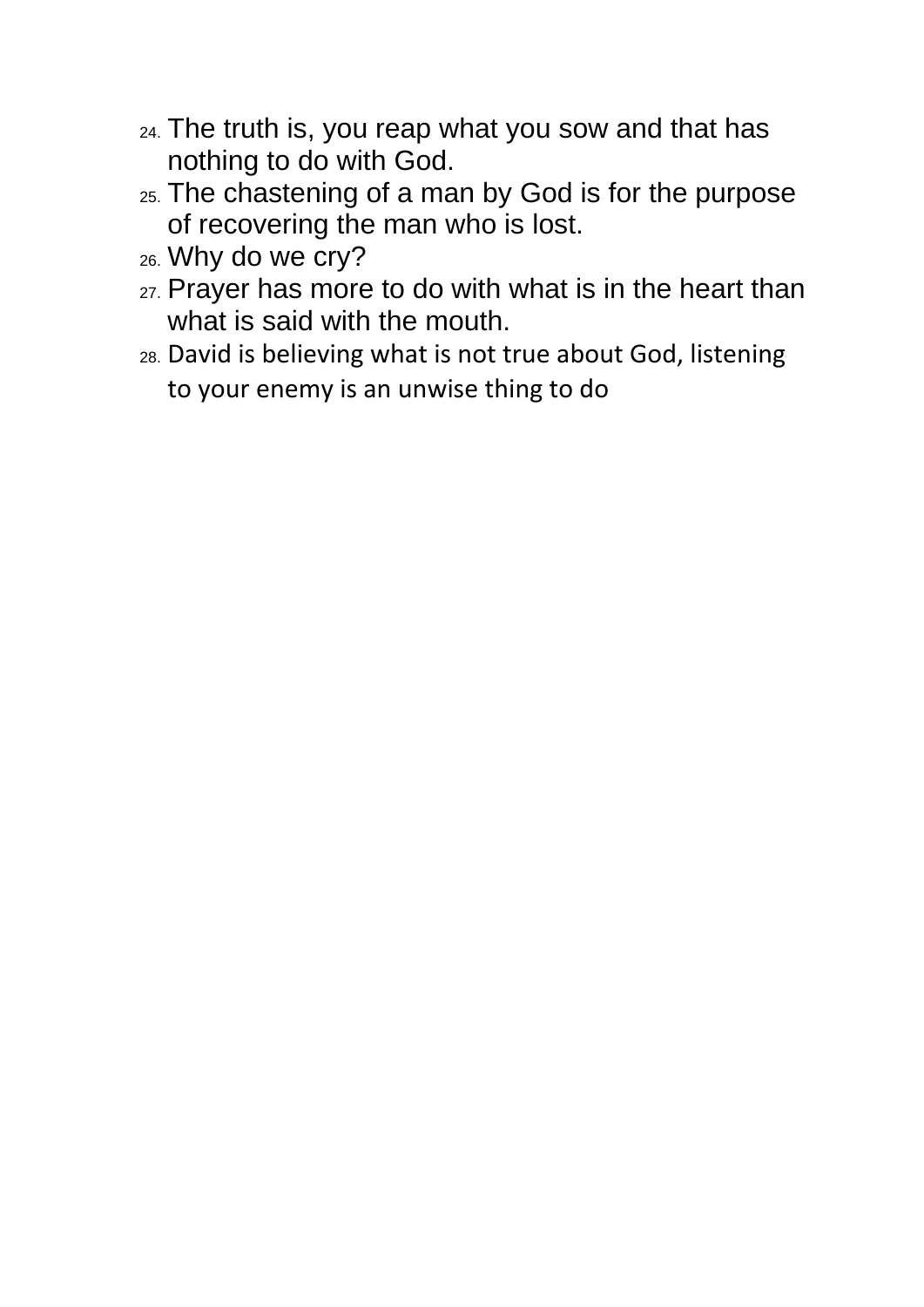24. The truth is, you reap what you sow and that has nothing to do with God.
25. The chastening of a man by God is for the purpose of recovering the man who is lost.
26. Why do we cry?
27. Prayer has more to do with what is in the heart than what is said with the mouth.
28. David is believing what is not true about God, listening to your enemy is an unwise thing to do